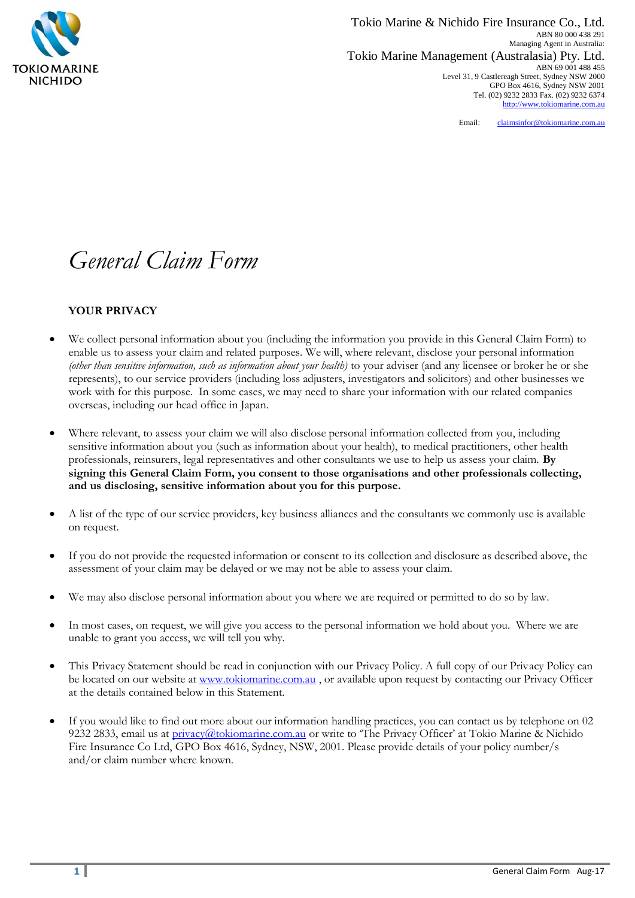Tokio Marine & Nichido Fire Insurance Co., Ltd.
ABN 80 000 438 291
Managing Agent in Australia:

Tokio Marine Management (Australasia) Pty. Ltd.
ABN 69 001 488 455
Level 31, 9 Castlereagh Street, Sydney NSW 2000
GPO Box 4616, Sydney NSW 2001
Tel. (02) 9232 2833 Fax. (02) 9232 6374
http://www.tokiomarine.com.au

Email: claimsinfor@tokiomarine.com.au

# *General Claim Form*

## YOUR PRIVACY

- We collect personal information about you (including the information you provide in this General Claim Form) to enable us to assess your claim and related purposes. We will, where relevant, disclose your personal information *(other than sensitive information, such as information about your health)* to your adviser (and any licensee or broker he or she represents), to our service providers (including loss adjusters, investigators and solicitors) and other businesses we work with for this purpose. In some cases, we may need to share your information with our related companies overseas, including our head office in Japan.

- Where relevant, to assess your claim we will also disclose personal information collected from you, including sensitive information about you (such as information about your health), to medical practitioners, other health professionals, reinsurers, legal representatives and other consultants we use to help us assess your claim. **By signing this General Claim Form, you consent to those organisations and other professionals collecting, and us disclosing, sensitive information about you for this purpose.**

- A list of the type of our service providers, key business alliances and the consultants we commonly use is available on request.

- If you do not provide the requested information or consent to its collection and disclosure as described above, the assessment of your claim may be delayed or we may not be able to assess your claim.

- We may also disclose personal information about you where we are required or permitted to do so by law.

- In most cases, on request, we will give you access to the personal information we hold about you. Where we are unable to grant you access, we will tell you why.

- This Privacy Statement should be read in conjunction with our Privacy Policy. A full copy of our Privacy Policy can be located on our website at www.tokiomarine.com.au , or available upon request by contacting our Privacy Officer at the details contained below in this Statement.

- If you would like to find out more about our information handling practices, you can contact us by telephone on 02 9232 2833, email us at privacy@tokiomarine.com.au or write to 'The Privacy Officer' at Tokio Marine & Nichido Fire Insurance Co Ltd, GPO Box 4616, Sydney, NSW, 2001. Please provide details of your policy number/s and/or claim number where known.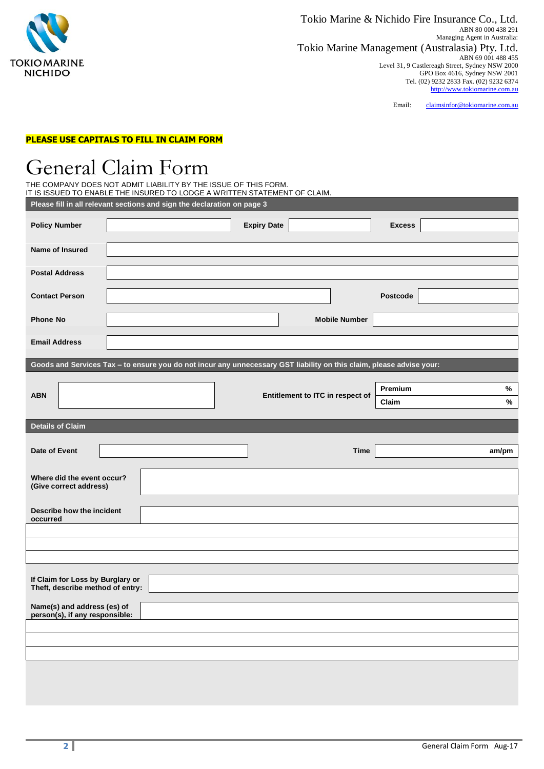Tokio Marine & Nichido Fire Insurance Co., Ltd.
ABN 80 000 438 291
Managing Agent in Australia:

Tokio Marine Management (Australasia) Pty. Ltd.
ABN 69 001 488 455
Level 31, 9 Castlereagh Street, Sydney NSW 2000
GPO Box 4616, Sydney NSW 2001
Tel. (02) 9232 2833 Fax. (02) 9232 6374
http://www.tokiomarine.com.au

Email: claimsinfor@tokiomarine.com.au

**PLEASE USE CAPITALS TO FILL IN CLAIM FORM**

# General Claim Form

THE COMPANY DOES NOT ADMIT LIABILITY BY THE ISSUE OF THIS FORM.
IT IS ISSUED TO ENABLE THE INSURED TO LODGE A WRITTEN STATEMENT OF CLAIM.

**Please fill in all relevant sections and sign the declaration on page 3**

| | | | | | |
|---|---|---|---|---|---|
| **Policy Number** | | **Expiry Date** | | **Excess** | |
| **Name of Insured** | | | | | |
| **Postal Address** | | | | | |
| **Contact Person** | | | | **Postcode** | |
| **Phone No** | | | | **Mobile Number** | |
| **Email Address** | | | | | |

**Goods and Services Tax – to ensure you do not incur any unnecessary GST liability on this claim, please advise your:**

| | | | | |
|---|---|---|---|---|
| **ABN** | | **Entitlement to ITC in respect of** | **Premium** | **%** |
| | | | **Claim** | **%** |

**Details of Claim**

| | | | |
|---|---|---|---|
| **Date of Event** | | **Time** | **am/pm** |
| **Where did the event occur? (Give correct address)** | | | |
| **Describe how the incident occurred** | | | |
| | | | |
| | | | |
| | | | |
| **If Claim for Loss by Burglary or Theft, describe method of entry:** | | | |
| **Name(s) and address (es) of person(s), if any responsible:** | | | |
| | | | |
| | | | |
| | | | |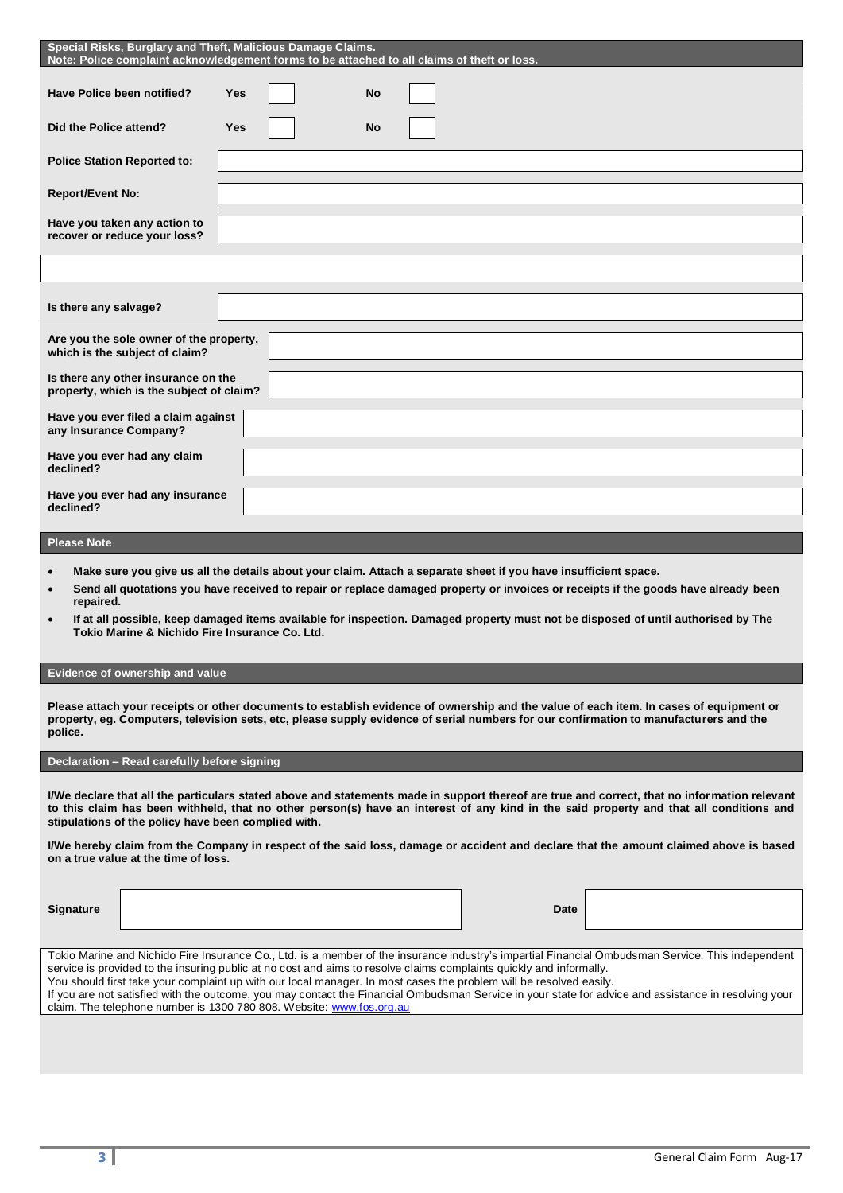## Special Risks, Burglary and Theft, Malicious Damage Claims.

**Note: Police complaint acknowledgement forms to be attached to all claims of theft or loss.**

| | | | | |
|---|---|---|---|---|
| **Have Police been notified?** | **Yes** | | **No** | |
| **Did the Police attend?** | **Yes** | | **No** | |

| | |
|---|---|
| **Police Station Reported to:** | |
| **Report/Event No:** | |
| **Have you taken any action to recover or reduce your loss?** | |
| | |
| **Is there any salvage?** | |
| **Are you the sole owner of the property, which is the subject of claim?** | |
| **Is there any other insurance on the property, which is the subject of claim?** | |
| **Have you ever filed a claim against any Insurance Company?** | |
| **Have you ever had any claim declined?** | |
| **Have you ever had any insurance declined?** | |

## Please Note

- **Make sure you give us all the details about your claim. Attach a separate sheet if you have insufficient space.**
- **Send all quotations you have received to repair or replace damaged property or invoices or receipts if the goods have already been repaired.**
- **If at all possible, keep damaged items available for inspection. Damaged property must not be disposed of until authorised by The Tokio Marine & Nichido Fire Insurance Co. Ltd.**

## Evidence of ownership and value

**Please attach your receipts or other documents to establish evidence of ownership and the value of each item. In cases of equipment or property, eg. Computers, television sets, etc, please supply evidence of serial numbers for our confirmation to manufacturers and the police.**

## Declaration – Read carefully before signing

**I/We declare that all the particulars stated above and statements made in support thereof are true and correct, that no information relevant to this claim has been withheld, that no other person(s) have an interest of any kind in the said property and that all conditions and stipulations of the policy have been complied with.**

**I/We hereby claim from the Company in respect of the said loss, damage or accident and declare that the amount claimed above is based on a true value at the time of loss.**

| | | | |
|---|---|---|---|
| **Signature** | | **Date** | |

Tokio Marine and Nichido Fire Insurance Co., Ltd. is a member of the insurance industry's impartial Financial Ombudsman Service. This independent service is provided to the insuring public at no cost and aims to resolve claims complaints quickly and informally.
You should first take your complaint up with our local manager. In most cases the problem will be resolved easily.
If you are not satisfied with the outcome, you may contact the Financial Ombudsman Service in your state for advice and assistance in resolving your claim. The telephone number is 1300 780 808. Website: www.fos.org.au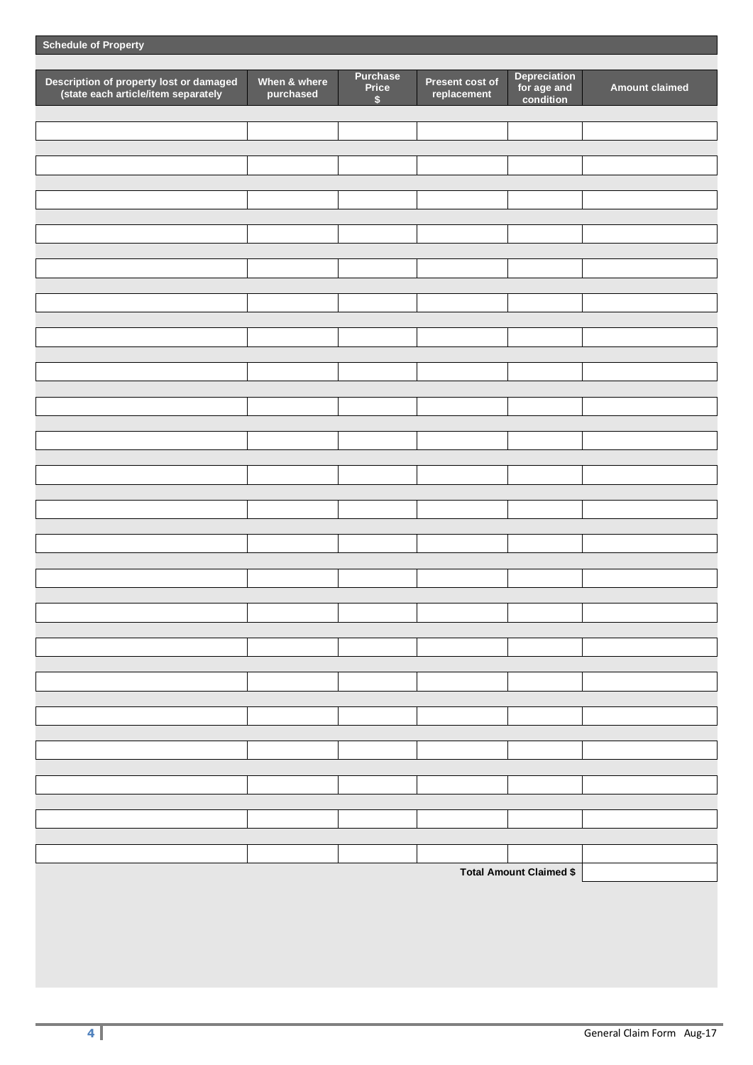## Schedule of Property

| Description of property lost or damaged (state each article/item separately | When & where purchased | Purchase Price $ | Present cost of replacement | Depreciation for age and condition | Amount claimed |
|---|---|---|---|---|---|
| | | | | | |
| | | | | | |
| | | | | | |
| | | | | | |
| | | | | | |
| | | | | | |
| | | | | | |
| | | | | | |
| | | | | | |
| | | | | | |
| | | | | | |
| | | | | | |
| | | | | | |
| | | | | | |
| | | | | | |
| | | | | | |
| | | | | | |
| | | | | | |
| | | | | | |
| | | | | | |
| | | | | | |
| | | | | | |
| | | | | **Total Amount Claimed $** | |

General Claim Form Aug-17